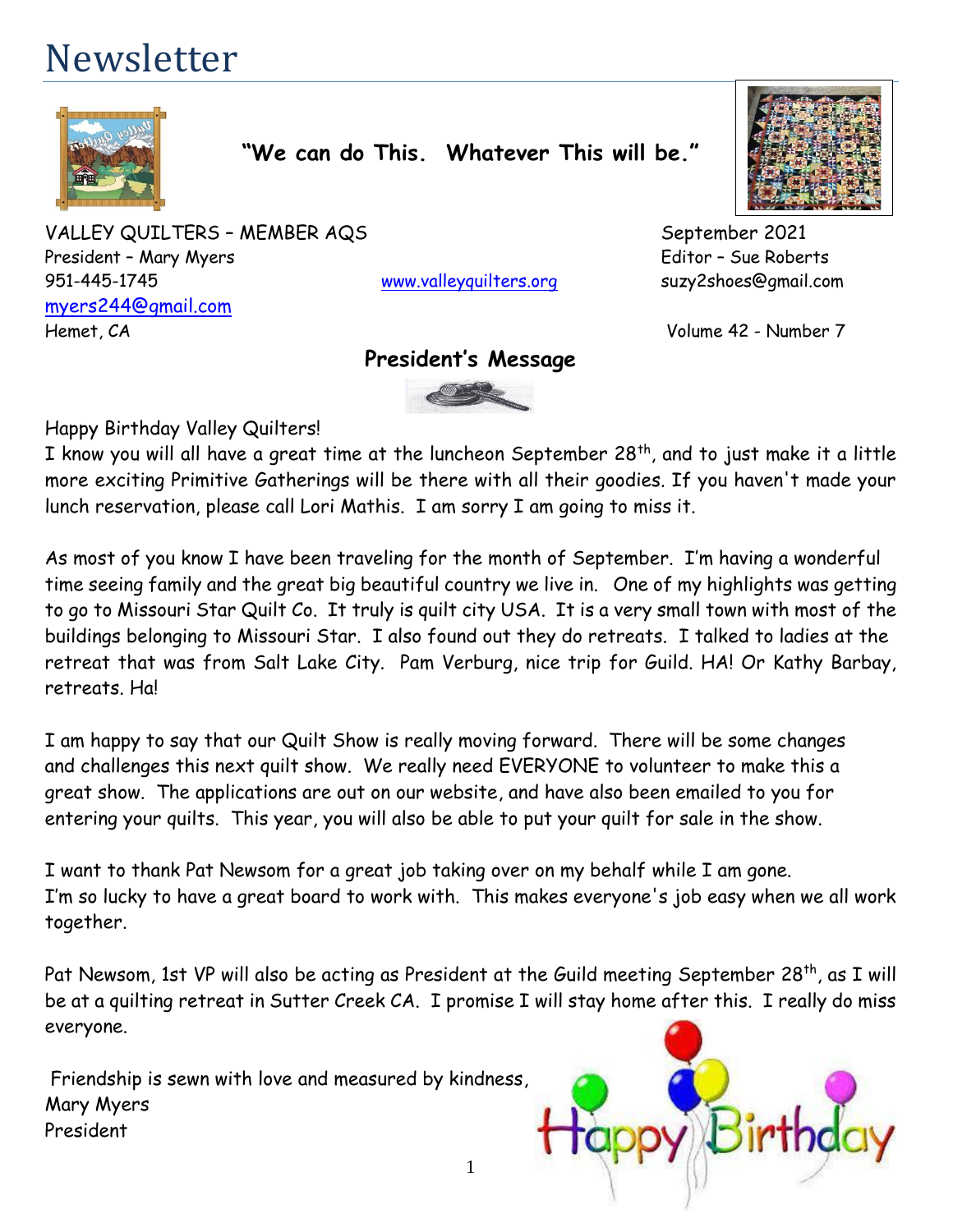# Newsletter

**"We can do This. Whatever This will be."**

VALLEY QUILTERS – MEMBER AQS
President – Mary Myers
951-445-1745
myers244@gmail.com
Hemet, CA

www.valleyquilters.org

September 2021
Editor – Sue Roberts
suzy2shoes@gmail.com

Volume 42 - Number 7

## President's Message

Happy Birthday Valley Quilters!
I know you will all have a great time at the luncheon September 28th, and to just make it a little more exciting Primitive Gatherings will be there with all their goodies. If you haven't made your lunch reservation, please call Lori Mathis. I am sorry I am going to miss it.

As most of you know I have been traveling for the month of September. I'm having a wonderful time seeing family and the great big beautiful country we live in. One of my highlights was getting to go to Missouri Star Quilt Co. It truly is quilt city USA. It is a very small town with most of the buildings belonging to Missouri Star. I also found out they do retreats. I talked to ladies at the retreat that was from Salt Lake City. Pam Verburg, nice trip for Guild. HA! Or Kathy Barbay, retreats. Ha!

I am happy to say that our Quilt Show is really moving forward. There will be some changes and challenges this next quilt show. We really need EVERYONE to volunteer to make this a great show. The applications are out on our website, and have also been emailed to you for entering your quilts. This year, you will also be able to put your quilt for sale in the show.

I want to thank Pat Newsom for a great job taking over on my behalf while I am gone.
I'm so lucky to have a great board to work with. This makes everyone's job easy when we all work together.

Pat Newsom, 1st VP will also be acting as President at the Guild meeting September 28th, as I will be at a quilting retreat in Sutter Creek CA. I promise I will stay home after this. I really do miss everyone.

Friendship is sewn with love and measured by kindness,
Mary Myers
President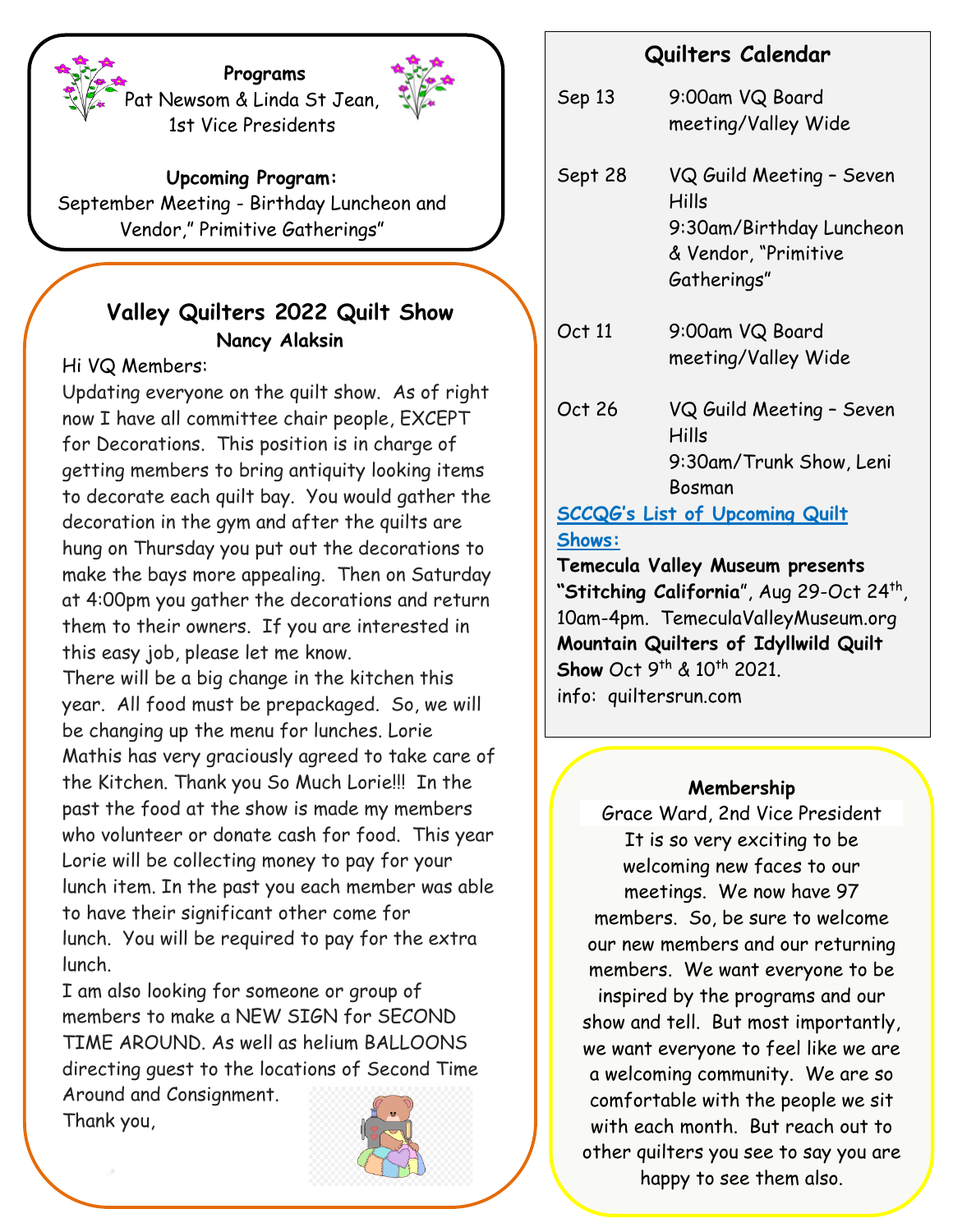### Programs

Pat Newsom & Linda St Jean, 1st Vice Presidents

**Upcoming Program:**
September Meeting - Birthday Luncheon and Vendor," Primitive Gatherings"

## Valley Quilters 2022 Quilt Show

**Nancy Alaksin**

Hi VQ Members:

Updating everyone on the quilt show. As of right now I have all committee chair people, EXCEPT for Decorations. This position is in charge of getting members to bring antiquity looking items to decorate each quilt bay. You would gather the decoration in the gym and after the quilts are hung on Thursday you put out the decorations to make the bays more appealing. Then on Saturday at 4:00pm you gather the decorations and return them to their owners. If you are interested in this easy job, please let me know.

There will be a big change in the kitchen this year. All food must be prepackaged. So, we will be changing up the menu for lunches. Lorie Mathis has very graciously agreed to take care of the Kitchen. Thank you So Much Lorie!!! In the past the food at the show is made my members who volunteer or donate cash for food. This year Lorie will be collecting money to pay for your lunch item. In the past you each member was able to have their significant other come for lunch. You will be required to pay for the extra lunch.

I am also looking for someone or group of members to make a NEW SIGN for SECOND TIME AROUND. As well as helium BALLOONS directing guest to the locations of Second Time Around and Consignment.

Thank you,

## Quilters Calendar

| | |
|---|---|
| Sep 13 | 9:00am VQ Board meeting/Valley Wide |
| Sept 28 | VQ Guild Meeting – Seven Hills 9:30am/Birthday Luncheon & Vendor, "Primitive Gatherings" |
| Oct 11 | 9:00am VQ Board meeting/Valley Wide |
| Oct 26 | VQ Guild Meeting – Seven Hills 9:30am/Trunk Show, Leni Bosman |

**SCCQG's List of Upcoming Quilt Shows:**

**Temecula Valley Museum presents "Stitching California"**, Aug 29-Oct 24th, 10am-4pm. TemeculaValleyMuseum.org

**Mountain Quilters of Idyllwild Quilt Show** Oct 9th & 10th 2021. info: quiltersrun.com

### Membership

Grace Ward, 2nd Vice President

It is so very exciting to be welcoming new faces to our meetings. We now have 97 members. So, be sure to welcome our new members and our returning members. We want everyone to be inspired by the programs and our show and tell. But most importantly, we want everyone to feel like we are a welcoming community. We are so comfortable with the people we sit with each month. But reach out to other quilters you see to say you are happy to see them also.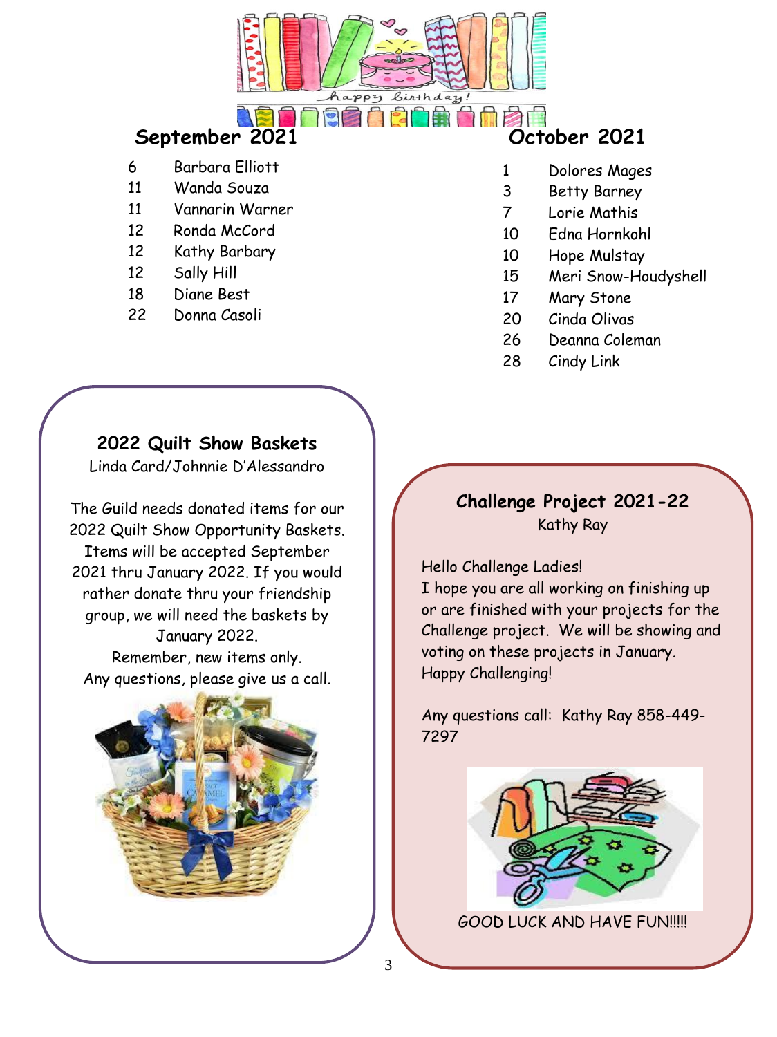## September 2021

- 6 Barbara Elliott
- 11 Wanda Souza
- 11 Vannarin Warner
- 12 Ronda McCord
- 12 Kathy Barbary
- 12 Sally Hill
- 18 Diane Best
- 22 Donna Casoli

## October 2021

- 1 Dolores Mages
- 3 Betty Barney
- 7 Lorie Mathis
- 10 Edna Hornkohl
- 10 Hope Mulstay
- 15 Meri Snow-Houdyshell
- 17 Mary Stone
- 20 Cinda Olivas
- 26 Deanna Coleman
- 28 Cindy Link

### 2022 Quilt Show Baskets

Linda Card/Johnnie D'Alessandro

The Guild needs donated items for our 2022 Quilt Show Opportunity Baskets. Items will be accepted September 2021 thru January 2022. If you would rather donate thru your friendship group, we will need the baskets by January 2022.

Remember, new items only.

Any questions, please give us a call.

### Challenge Project 2021-22

Kathy Ray

Hello Challenge Ladies!

I hope you are all working on finishing up or are finished with your projects for the Challenge project. We will be showing and voting on these projects in January.

Happy Challenging!

Any questions call: Kathy Ray 858-449-7297

GOOD LUCK AND HAVE FUN!!!!!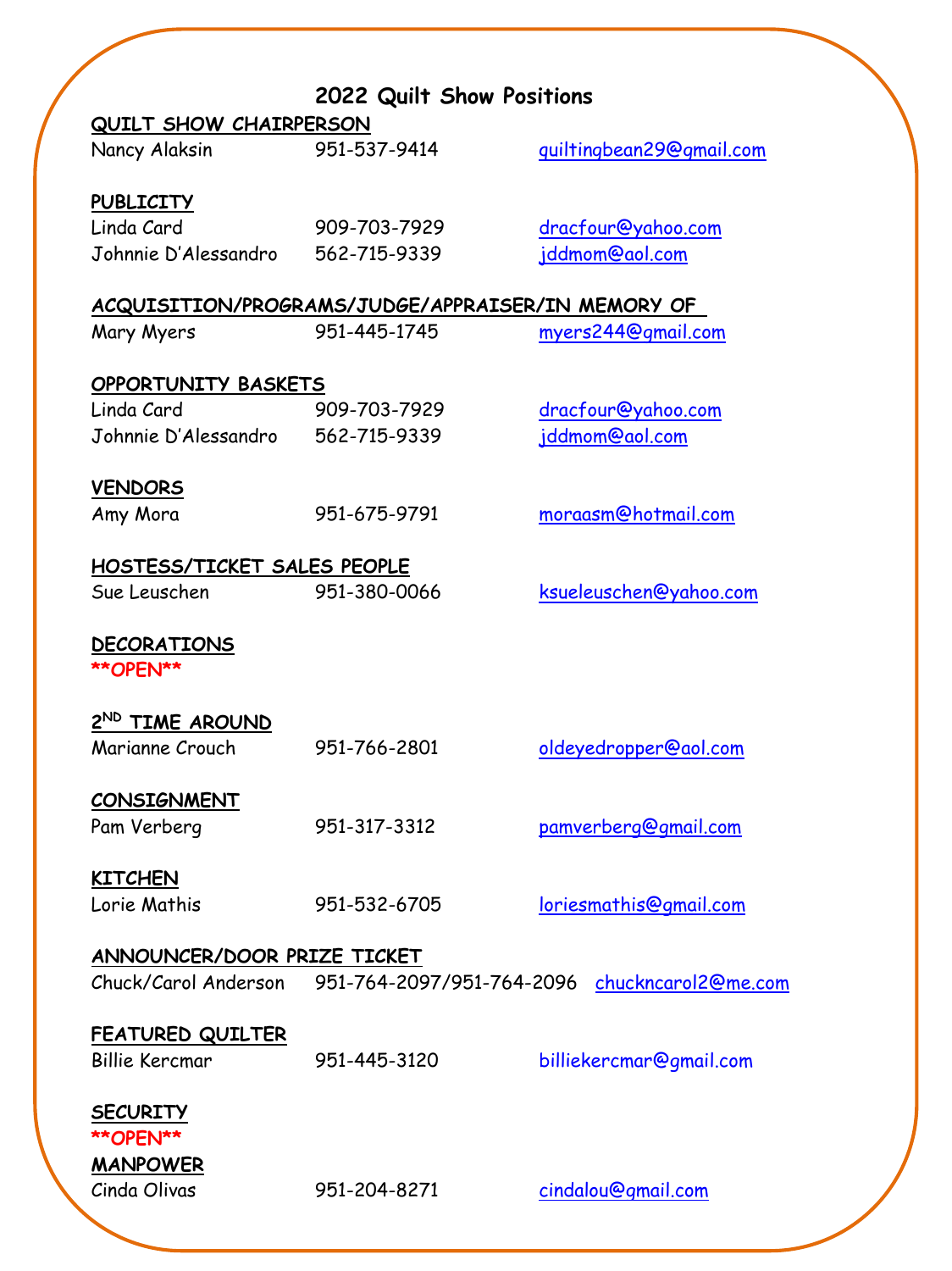# 2022 Quilt Show Positions

**QUILT SHOW CHAIRPERSON**

Nancy Alaksin 951-537-9414 quiltingbean29@gmail.com

**PUBLICITY**

Linda Card 909-703-7929 dracfour@yahoo.com

Johnnie D'Alessandro 562-715-9339 jddmom@aol.com

**ACQUISITION/PROGRAMS/JUDGE/APPRAISER/IN MEMORY OF**

Mary Myers 951-445-1745 myers244@gmail.com

**OPPORTUNITY BASKETS**

Linda Card 909-703-7929 dracfour@yahoo.com

Johnnie D'Alessandro 562-715-9339 jddmom@aol.com

**VENDORS**

Amy Mora 951-675-9791 moraasm@hotmail.com

**HOSTESS/TICKET SALES PEOPLE**

Sue Leuschen 951-380-0066 ksueleuschen@yahoo.com

**DECORATIONS**

**OPEN**

**2ND TIME AROUND**

Marianne Crouch 951-766-2801 oldeyedropper@aol.com

**CONSIGNMENT**

Pam Verberg 951-317-3312 pamverberg@gmail.com

**KITCHEN**

Lorie Mathis 951-532-6705 loriesmathis@gmail.com

**ANNOUNCER/DOOR PRIZE TICKET**

Chuck/Carol Anderson 951-764-2097/951-764-2096 chuckncarol2@me.com

**FEATURED QUILTER**

Billie Kercmar 951-445-3120 billiekercmar@gmail.com

**SECURITY**

**OPEN**

**MANPOWER**

Cinda Olivas 951-204-8271 cindalou@gmail.com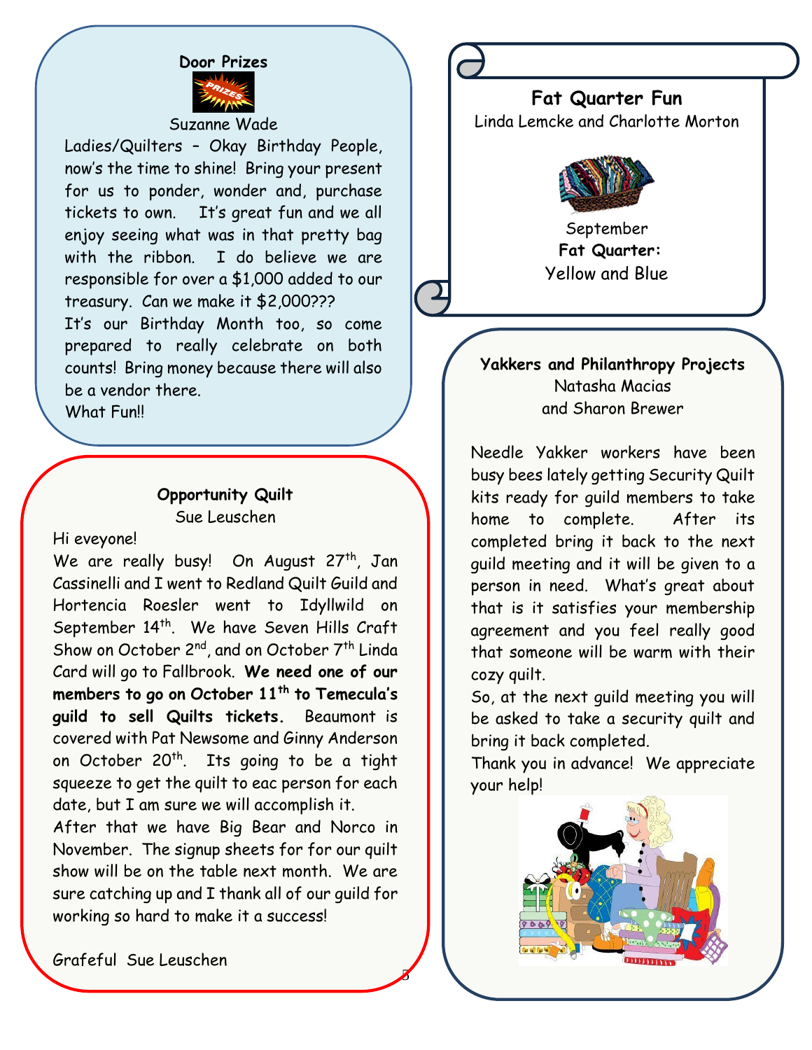## Door Prizes

Suzanne Wade

Ladies/Quilters – Okay Birthday People, now's the time to shine! Bring your present for us to ponder, wonder and, purchase tickets to own. It's great fun and we all enjoy seeing what was in that pretty bag with the ribbon. I do believe we are responsible for over a $1,000 added to our treasury. Can we make it $2,000???

It's our Birthday Month too, so come prepared to really celebrate on both counts! Bring money because there will also be a vendor there.

What Fun!!

## Opportunity Quilt

Sue Leuschen

Hi eveyone!

We are really busy! On August 27th, Jan Cassinelli and I went to Redland Quilt Guild and Hortencia Roesler went to Idyllwild on September 14th. We have Seven Hills Craft Show on October 2nd, and on October 7th Linda Card will go to Fallbrook. **We need one of our members to go on October 11th to Temecula's guild to sell Quilts tickets.** Beaumont is covered with Pat Newsome and Ginny Anderson on October 20th. Its going to be a tight squeeze to get the quilt to eac person for each date, but I am sure we will accomplish it.

After that we have Big Bear and Norco in November. The signup sheets for for our quilt show will be on the table next month. We are sure catching up and I thank all of our guild for working so hard to make it a success!

Grafeful Sue Leuschen

## Fat Quarter Fun

Linda Lemcke and Charlotte Morton

September

**Fat Quarter:**

Yellow and Blue

## Yakkers and Philanthropy Projects

Natasha Macias

and Sharon Brewer

Needle Yakker workers have been busy bees lately getting Security Quilt kits ready for guild members to take home to complete. After its completed bring it back to the next guild meeting and it will be given to a person in need. What's great about that is it satisfies your membership agreement and you feel really good that someone will be warm with their cozy quilt.

So, at the next guild meeting you will be asked to take a security quilt and bring it back completed.

Thank you in advance! We appreciate your help!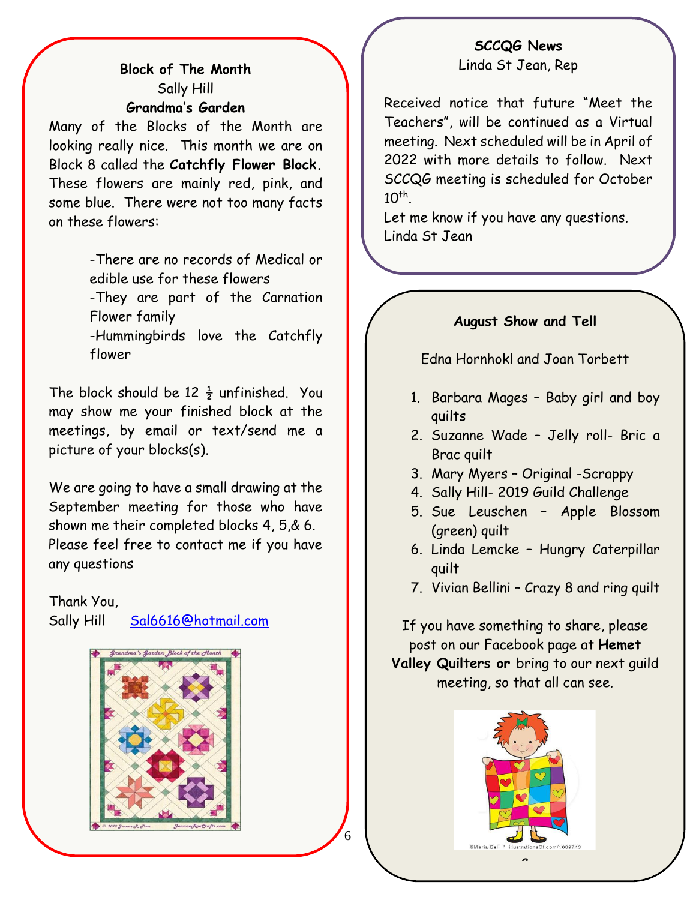### Block of The Month

Sally Hill

**Grandma's Garden**

Many of the Blocks of the Month are looking really nice. This month we are on Block 8 called the **Catchfly Flower Block.** These flowers are mainly red, pink, and some blue. There were not too many facts on these flowers:

-There are no records of Medical or edible use for these flowers

-They are part of the Carnation Flower family

-Hummingbirds love the Catchfly flower

The block should be 12 ½ unfinished. You may show me your finished block at the meetings, by email or text/send me a picture of your blocks(s).

We are going to have a small drawing at the September meeting for those who have shown me their completed blocks 4, 5,& 6. Please feel free to contact me if you have any questions

Thank You,
Sally Hill Sal6616@hotmail.com

### SCCQG News

Linda St Jean, Rep

Received notice that future "Meet the Teachers", will be continued as a Virtual meeting. Next scheduled will be in April of 2022 with more details to follow. Next SCCQG meeting is scheduled for October 10th.

Let me know if you have any questions.
Linda St Jean

### August Show and Tell

Edna Hornhokl and Joan Torbett

1. Barbara Mages – Baby girl and boy quilts
2. Suzanne Wade – Jelly roll- Bric a Brac quilt
3. Mary Myers – Original -Scrappy
4. Sally Hill- 2019 Guild Challenge
5. Sue Leuschen – Apple Blossom (green) quilt
6. Linda Lemcke – Hungry Caterpillar quilt
7. Vivian Bellini – Crazy 8 and ring quilt

If you have something to share, please post on our Facebook page at **Hemet Valley Quilters or** bring to our next guild meeting, so that all can see.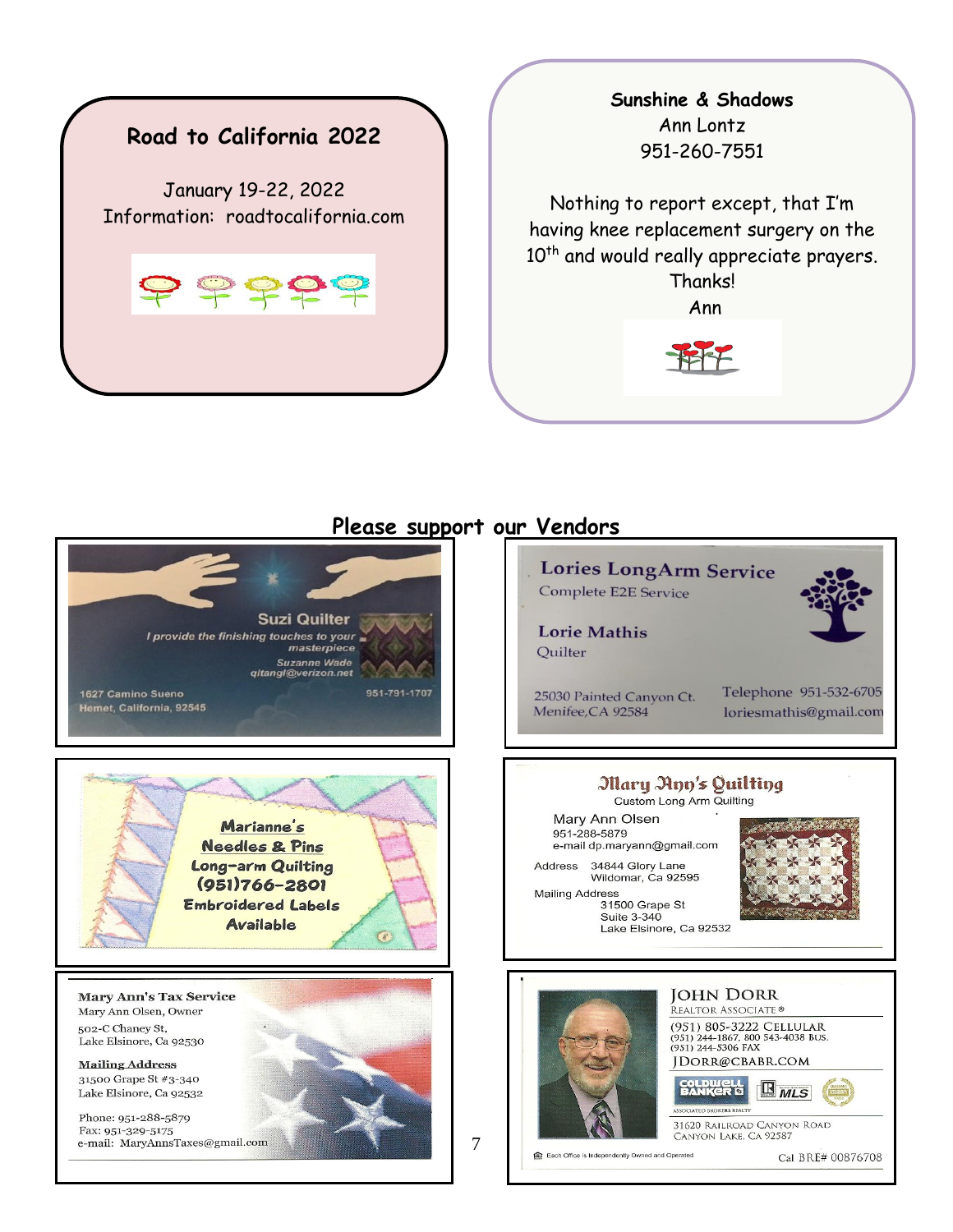## Road to California 2022

January 19-22, 2022
Information: roadtocalifornia.com

## Sunshine & Shadows

Ann Lontz
951-260-7551

Nothing to report except, that I'm having knee replacement surgery on the 10th and would really appreciate prayers. Thanks!
Ann

## Please support our Vendors

**Suzi Quilter**
*I provide the finishing touches to your masterpiece*
*Suzanne Wade*
*qitangl@verizon.net*
1627 Camino Sueno
Hemet, California, 92545
951-791-1707

**Lories LongArm Service**
Complete E2E Service
**Lorie Mathis**
Quilter
25030 Painted Canyon Ct.
Menifee,CA 92584
Telephone 951-532-6705
loriesmathis@gmail.com

**Marianne's Needles & Pins**
Long-arm Quilting
(951)766-2801
Embroidered Labels Available

**Mary Ann's Quilting**
Custom Long Arm Quilting
Mary Ann Olsen
951-288-5879
e-mail dp.maryann@gmail.com
Address 34844 Glory Lane
Wildomar, Ca 92595
Mailing Address
31500 Grape St
Suite 3-340
Lake Elsinore, Ca 92532

**Mary Ann's Tax Service**
Mary Ann Olsen, Owner
502-C Chaney St,
Lake Elsinore, Ca 92530

**Mailing Address**
31500 Grape St #3-340
Lake Elsinore, Ca 92532

Phone: 951-288-5879
Fax: 951-329-5175
e-mail: MaryAnnsTaxes@gmail.com

**JOHN DORR**
REALTOR ASSOCIATE®
(951) 805-3222 CELLULAR
(951) 244-1867, 800 543-4038 BUS.
(951) 244-5306 FAX
JDORR@CBABR.COM
COLDWELL BANKER
ASSOCIATED BROKERS REALTY
31620 RAILROAD CANYON ROAD
CANYON LAKE, CA 92587
Each Office is Independently Owned and Operated
Cal BRE# 00876708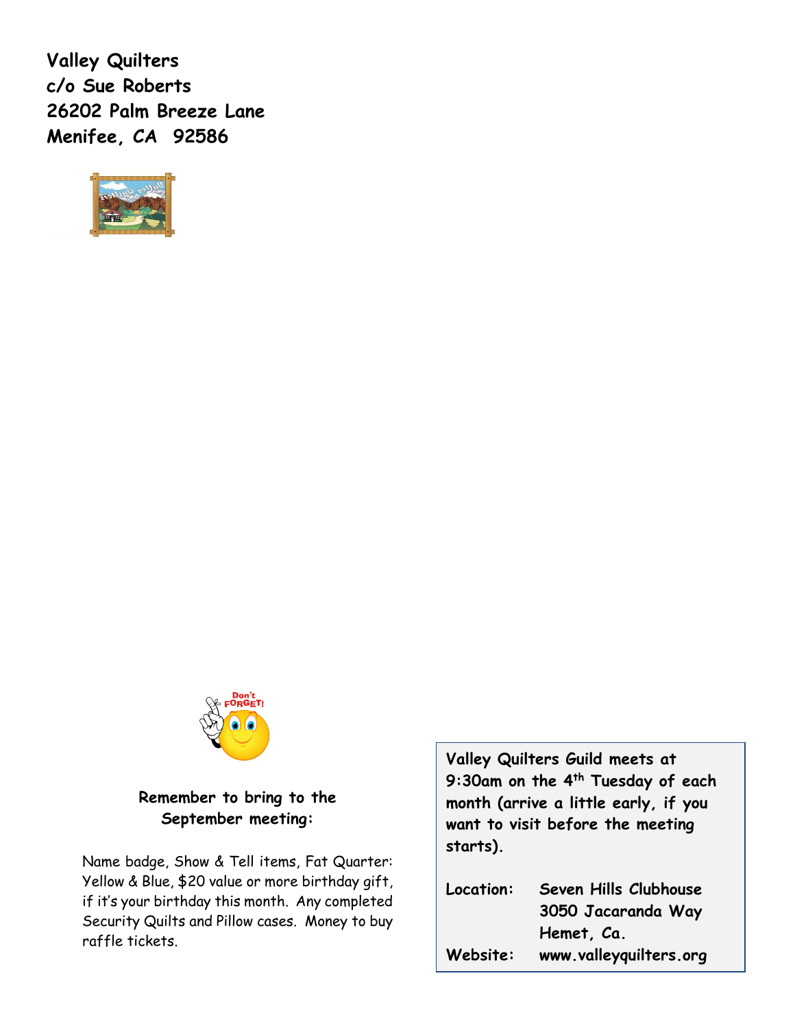**Valley Quilters**
**c/o Sue Roberts**
**26202 Palm Breeze Lane**
**Menifee, CA 92586**

**Remember to bring to the September meeting:**

Name badge, Show & Tell items, Fat Quarter: Yellow & Blue, $20 value or more birthday gift, if it's your birthday this month. Any completed Security Quilts and Pillow cases. Money to buy raffle tickets.

**Valley Quilters Guild meets at 9:30am on the 4th Tuesday of each month (arrive a little early, if you want to visit before the meeting starts).**

**Location:** Seven Hills Clubhouse
3050 Jacaranda Way
Hemet, Ca.

**Website:** www.valleyquilters.org